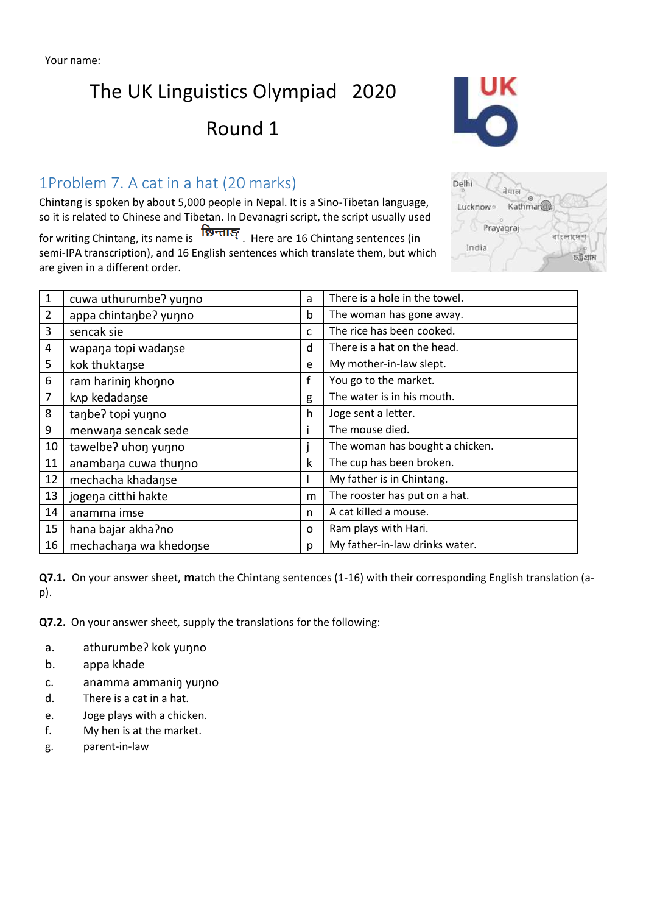Your name:

# The UK Linguistics Olympiad 2020

# Round 1

## 1Problem 7. A cat in a hat (20 marks)

Chintang is spoken by about 5,000 people in Nepal. It is a Sino-Tibetan language, so it is related to Chinese and Tibetan. In Devanagri script, the script usually used for writing Chintang, its name is छिन्ताङ्. Here are 16 Chintang sentences (in semi-IPA transcription), and 16 English sentences which translate them, but which are given in a different order.

| | | | |
|---|---|---|---|
| 1 | cuwa uthurumbeʔ yuŋno | a | There is a hole in the towel. |
| 2 | appa chintaŋbeʔ yuŋno | b | The woman has gone away. |
| 3 | sencak sie | c | The rice has been cooked. |
| 4 | wapaŋa topi wadaŋse | d | There is a hat on the head. |
| 5 | kok thuktaŋse | e | My mother-in-law slept. |
| 6 | ram harininŋ khoŋno | f | You go to the market. |
| 7 | kʌp kedadaŋse | g | The water is in his mouth. |
| 8 | taŋbeʔ topi yuŋno | h | Joge sent a letter. |
| 9 | menwaŋa sencak sede | i | The mouse died. |
| 10 | tawelbeʔ uhoŋ yuŋno | j | The woman has bought a chicken. |
| 11 | anambaŋa cuwa thuŋno | k | The cup has been broken. |
| 12 | mechacha khadaŋse | l | My father is in Chintang. |
| 13 | jogeŋa citthi hakte | m | The rooster has put on a hat. |
| 14 | anamma imse | n | A cat killed a mouse. |
| 15 | hana bajar akhaʔno | o | Ram plays with Hari. |
| 16 | mechachaŋa wa khedoŋse | p | My father-in-law drinks water. |

**Q7.1.** On your answer sheet, **m**atch the Chintang sentences (1-16) with their corresponding English translation (a-p).

**Q7.2.** On your answer sheet, supply the translations for the following:

a. athurumbeʔ kok yuŋno
b. appa khade
c. anamma ammaniŋ yuŋno
d. There is a cat in a hat.
e. Joge plays with a chicken.
f. My hen is at the market.
g. parent-in-law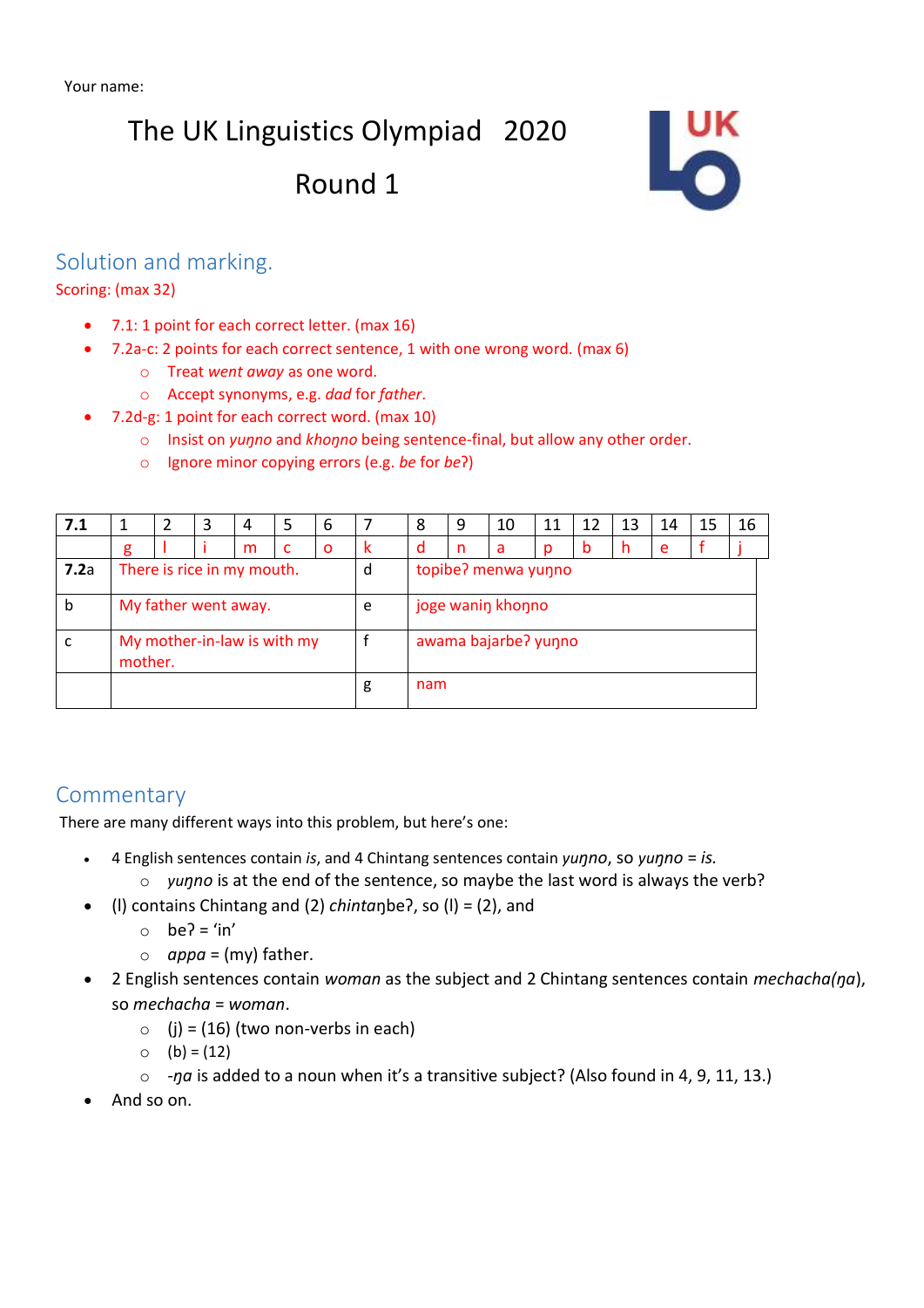Your name:

# The UK Linguistics Olympiad 2020

## Round 1

## Solution and marking.

Scoring: (max 32)

- 7.1: 1 point for each correct letter. (max 16)
- 7.2a-c: 2 points for each correct sentence, 1 with one wrong word. (max 6)
  - Treat *went away* as one word.
  - Accept synonyms, e.g. *dad* for *father*.
- 7.2d-g: 1 point for each correct word. (max 10)
  - Insist on *yuŋno* and *khoŋno* being sentence-final, but allow any other order.
  - Ignore minor copying errors (e.g. *be* for *beʔ*)

| 7.1 | 1 | 2 | 3 | 4 | 5 | 6 | 7 | 8 | 9 | 10 | 11 | 12 | 13 | 14 | 15 | 16 |
|---|---|---|---|---|---|---|---|---|---|---|---|---|---|---|---|---|
| | g | l | i | m | c | o | k | d | n | a | p | b | h | e | f | j |

| | | | |
|---|---|---|---|
| **7.2**a | There is rice in my mouth. | d | topibeʔ menwa yuŋno |
| b | My father went away. | e | joge waniŋ khoŋno |
| c | My mother-in-law is with my mother. | f | awama bajarbeʔ yuŋno |
| | | g | nam |

## Commentary

There are many different ways into this problem, but here's one:

- 4 English sentences contain *is*, and 4 Chintang sentences contain *yuŋno*, so *yuŋno* = *is.*
  - *yuŋno* is at the end of the sentence, so maybe the last word is always the verb?
- (l) contains Chintang and (2) *chintaŋ*beʔ, so (l) = (2), and
  - beʔ = 'in'
  - *appa* = (my) father.
- 2 English sentences contain *woman* as the subject and 2 Chintang sentences contain *mechacha(ŋa)*, so *mechacha* = *woman*.
  - (j) = (16) (two non-verbs in each)
  - (b) = (12)
  - -*ŋa* is added to a noun when it's a transitive subject? (Also found in 4, 9, 11, 13.)
- And so on.